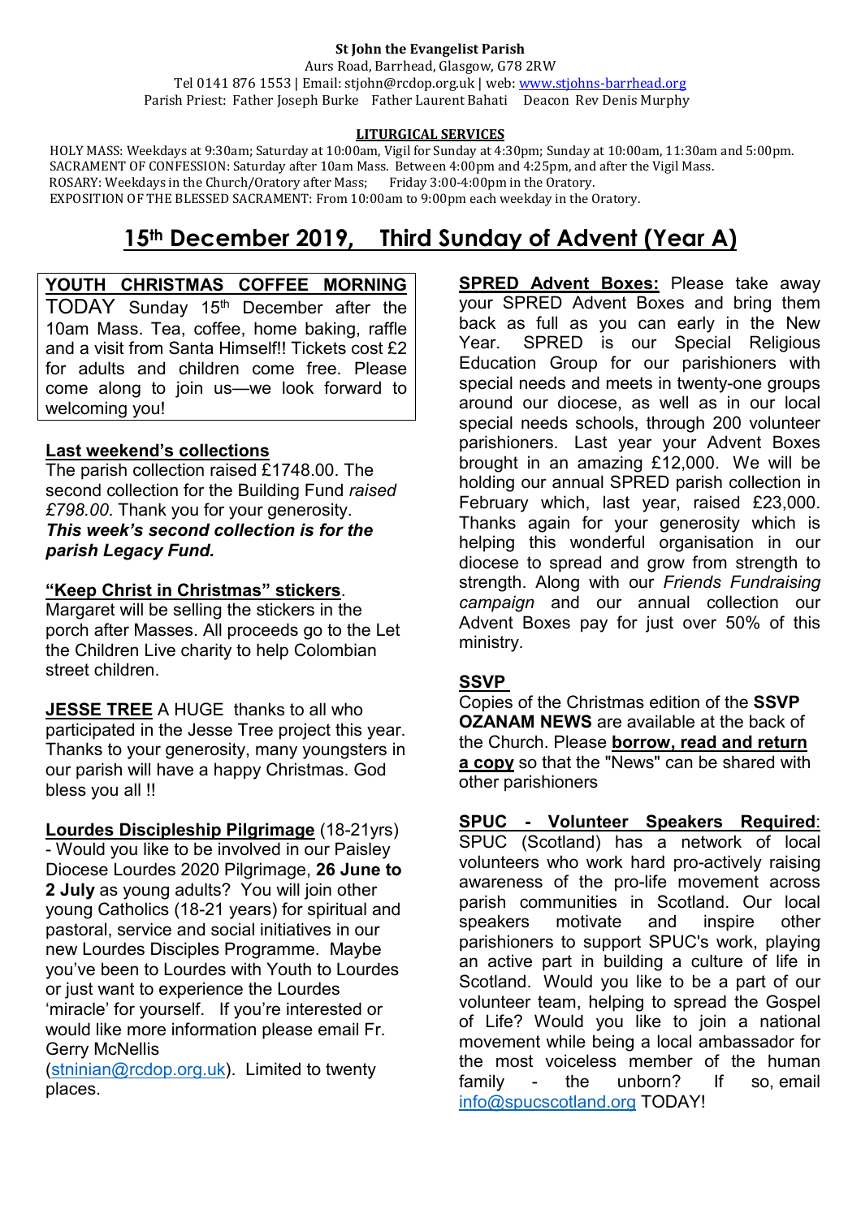**St John the Evangelist Parish**
Aurs Road, Barrhead, Glasgow, G78 2RW
Tel 0141 876 1553 | Email: stjohn@rcdop.org.uk | web: www.stjohns-barrhead.org
Parish Priest: Father Joseph Burke  Father Laurent Bahati  Deacon Rev Denis Murphy

**LITURGICAL SERVICES**

HOLY MASS: Weekdays at 9:30am; Saturday at 10:00am, Vigil for Sunday at 4:30pm; Sunday at 10:00am, 11:30am and 5:00pm.
SACRAMENT OF CONFESSION: Saturday after 10am Mass. Between 4:00pm and 4:25pm, and after the Vigil Mass.
ROSARY: Weekdays in the Church/Oratory after Mass;  Friday 3:00-4:00pm in the Oratory.
EXPOSITION OF THE BLESSED SACRAMENT: From 10:00am to 9:00pm each weekday in the Oratory.

# 15th December 2019, Third Sunday of Advent (Year A)

**YOUTH CHRISTMAS COFFEE MORNING**

TODAY Sunday 15th December after the 10am Mass. Tea, coffee, home baking, raffle and a visit from Santa Himself!! Tickets cost £2 for adults and children come free. Please come along to join us—we look forward to welcoming you!

**Last weekend's collections**

The parish collection raised £1748.00. The second collection for the Building Fund *raised £798.00*. Thank you for your generosity.
***This week's second collection is for the parish Legacy Fund.***

**"Keep Christ in Christmas" stickers**.

Margaret will be selling the stickers in the porch after Masses. All proceeds go to the Let the Children Live charity to help Colombian street children.

**JESSE TREE** A HUGE thanks to all who participated in the Jesse Tree project this year. Thanks to your generosity, many youngsters in our parish will have a happy Christmas. God bless you all !!

**Lourdes Discipleship Pilgrimage** (18-21yrs) - Would you like to be involved in our Paisley Diocese Lourdes 2020 Pilgrimage, **26 June to 2 July** as young adults? You will join other young Catholics (18-21 years) for spiritual and pastoral, service and social initiatives in our new Lourdes Disciples Programme. Maybe you've been to Lourdes with Youth to Lourdes or just want to experience the Lourdes 'miracle' for yourself. If you're interested or would like more information please email Fr. Gerry McNellis (stninian@rcdop.org.uk). Limited to twenty places.

**SPRED Advent Boxes:** Please take away your SPRED Advent Boxes and bring them back as full as you can early in the New Year. SPRED is our Special Religious Education Group for our parishioners with special needs and meets in twenty-one groups around our diocese, as well as in our local special needs schools, through 200 volunteer parishioners. Last year your Advent Boxes brought in an amazing £12,000. We will be holding our annual SPRED parish collection in February which, last year, raised £23,000. Thanks again for your generosity which is helping this wonderful organisation in our diocese to spread and grow from strength to strength. Along with our *Friends Fundraising campaign* and our annual collection our Advent Boxes pay for just over 50% of this ministry.

**SSVP**

Copies of the Christmas edition of the **SSVP OZANAM NEWS** are available at the back of the Church. Please **borrow, read and return a copy** so that the "News" can be shared with other parishioners

**SPUC - Volunteer Speakers Required**: SPUC (Scotland) has a network of local volunteers who work hard pro-actively raising awareness of the pro-life movement across parish communities in Scotland. Our local speakers motivate and inspire other parishioners to support SPUC's work, playing an active part in building a culture of life in Scotland. Would you like to be a part of our volunteer team, helping to spread the Gospel of Life? Would you like to join a national movement while being a local ambassador for the most voiceless member of the human family - the unborn? If so, email info@spucscotland.org TODAY!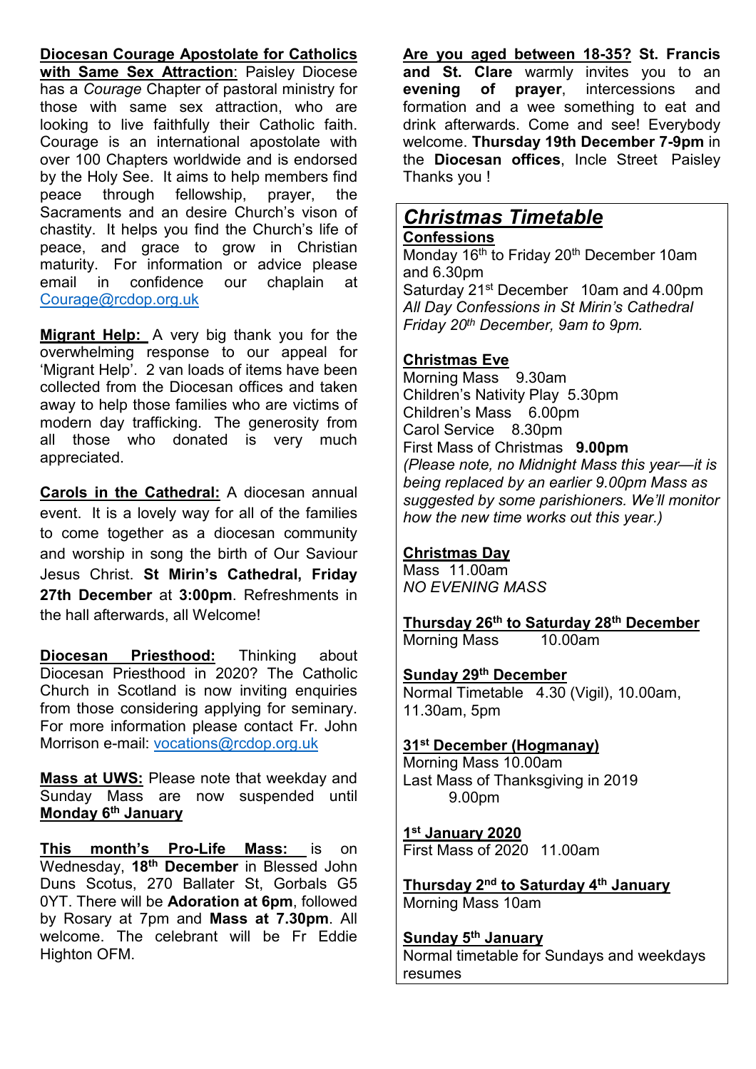**Diocesan Courage Apostolate for Catholics with Same Sex Attraction**: Paisley Diocese has a *Courage* Chapter of pastoral ministry for those with same sex attraction, who are looking to live faithfully their Catholic faith. Courage is an international apostolate with over 100 Chapters worldwide and is endorsed by the Holy See. It aims to help members find peace through fellowship, prayer, the Sacraments and an desire Church's vison of chastity. It helps you find the Church's life of peace, and grace to grow in Christian maturity. For information or advice please email in confidence our chaplain at Courage@rcdop.org.uk

**Migrant Help:** A very big thank you for the overwhelming response to our appeal for 'Migrant Help'. 2 van loads of items have been collected from the Diocesan offices and taken away to help those families who are victims of modern day trafficking. The generosity from all those who donated is very much appreciated.

**Carols in the Cathedral:** A diocesan annual event. It is a lovely way for all of the families to come together as a diocesan community and worship in song the birth of Our Saviour Jesus Christ. **St Mirin's Cathedral, Friday 27th December** at **3:00pm**. Refreshments in the hall afterwards, all Welcome!

**Diocesan Priesthood:** Thinking about Diocesan Priesthood in 2020? The Catholic Church in Scotland is now inviting enquiries from those considering applying for seminary. For more information please contact Fr. John Morrison e-mail: vocations@rcdop.org.uk

**Mass at UWS:** Please note that weekday and Sunday Mass are now suspended until **Monday 6th January**

**This month's Pro-Life Mass:** is on Wednesday, **18th December** in Blessed John Duns Scotus, 270 Ballater St, Gorbals G5 0YT. There will be **Adoration at 6pm**, followed by Rosary at 7pm and **Mass at 7.30pm**. All welcome. The celebrant will be Fr Eddie Highton OFM.

**Are you aged between 18-35? St. Francis and St. Clare** warmly invites you to an **evening of prayer**, intercessions and formation and a wee something to eat and drink afterwards. Come and see! Everybody welcome. **Thursday 19th December 7-9pm** in the **Diocesan offices**, Incle Street Paisley Thanks you !

## *Christmas Timetable*

**Confessions**
Monday 16th to Friday 20th December 10am and 6.30pm
Saturday 21st December 10am and 4.00pm
*All Day Confessions in St Mirin's Cathedral Friday 20th December, 9am to 9pm.*

**Christmas Eve**
Morning Mass 9.30am
Children's Nativity Play 5.30pm
Children's Mass 6.00pm
Carol Service 8.30pm
First Mass of Christmas **9.00pm**
*(Please note, no Midnight Mass this year—it is being replaced by an earlier 9.00pm Mass as suggested by some parishioners. We'll monitor how the new time works out this year.)*

**Christmas Day**
Mass 11.00am
*NO EVENING MASS*

**Thursday 26th to Saturday 28th December**
Morning Mass 10.00am

**Sunday 29th December**
Normal Timetable 4.30 (Vigil), 10.00am, 11.30am, 5pm

**31st December (Hogmanay)**
Morning Mass 10.00am
Last Mass of Thanksgiving in 2019 9.00pm

**1st January 2020**
First Mass of 2020 11.00am

**Thursday 2nd to Saturday 4th January**
Morning Mass 10am

**Sunday 5th January**
Normal timetable for Sundays and weekdays resumes